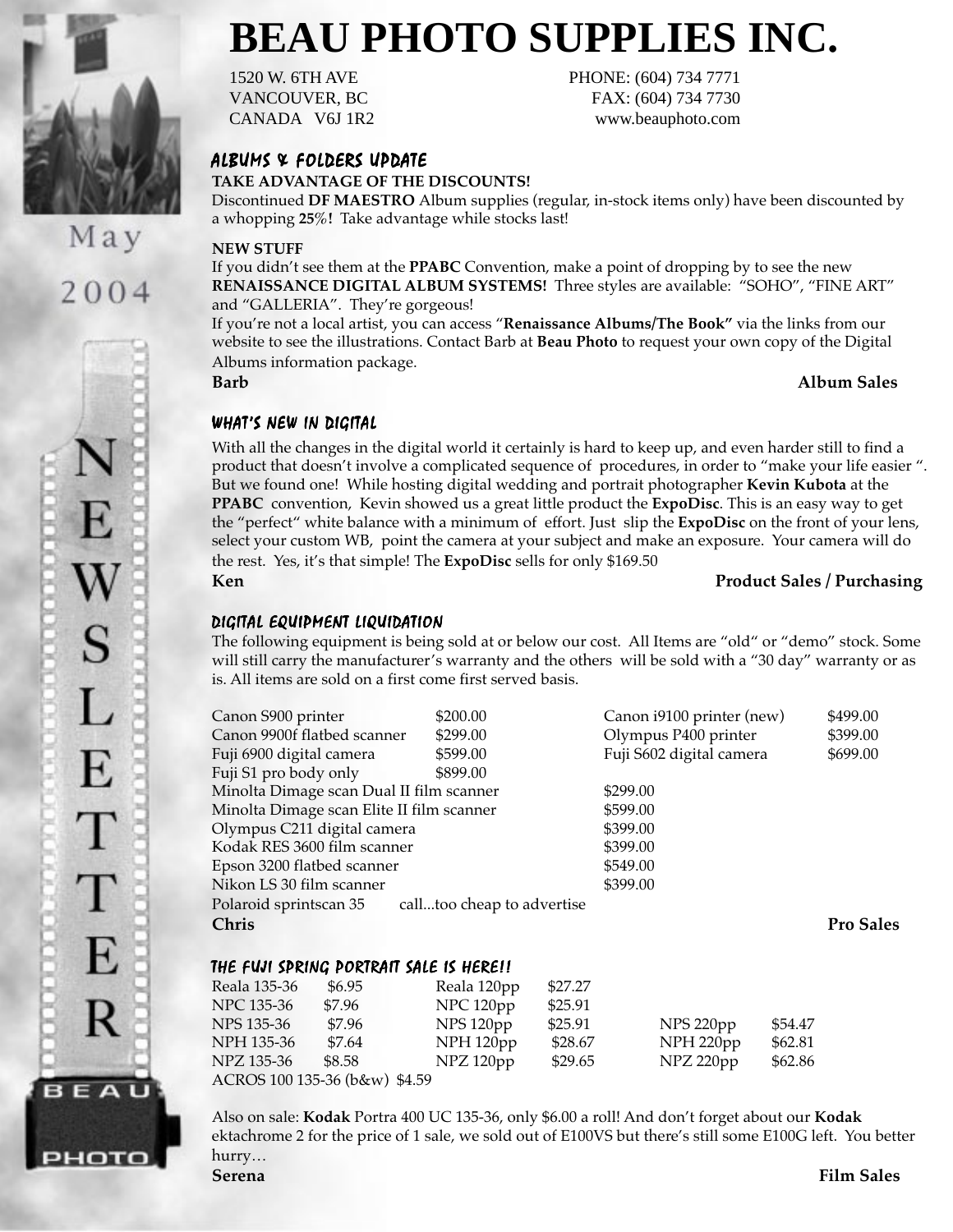# BEAU PHOTO SUPPLIES INC.

1520 W. 6TH AVE
VANCOUVER, BC
CANADA V6J 1R2

PHONE: (604) 734 7771
FAX: (604) 734 7730
www.beauphoto.com

May 2004

NEWSLETTER

## ALBUMS & FOLDERS UPDATE

**TAKE ADVANTAGE OF THE DISCOUNTS!**

Discontinued **DF MAESTRO** Album supplies (regular, in-stock items only) have been discounted by a whopping **25%!** Take advantage while stocks last!

**NEW STUFF**

If you didn't see them at the **PPABC** Convention, make a point of dropping by to see the new **RENAISSANCE DIGITAL ALBUM SYSTEMS!** Three styles are available: "SOHO", "FINE ART" and "GALLERIA". They're gorgeous!

If you're not a local artist, you can access "**Renaissance Albums/The Book"** via the links from our website to see the illustrations. Contact Barb at **Beau Photo** to request your own copy of the Digital Albums information package.

**Barb** — **Album Sales**

## WHAT'S NEW IN DIGITAL

With all the changes in the digital world it certainly is hard to keep up, and even harder still to find a product that doesn't involve a complicated sequence of procedures, in order to "make your life easier ". But we found one! While hosting digital wedding and portrait photographer **Kevin Kubota** at the **PPABC** convention, Kevin showed us a great little product the **ExpoDisc**. This is an easy way to get the "perfect" white balance with a minimum of effort. Just slip the **ExpoDisc** on the front of your lens, select your custom WB, point the camera at your subject and make an exposure. Your camera will do the rest. Yes, it's that simple! The **ExpoDisc** sells for only $169.50

**Ken** — **Product Sales / Purchasing**

## DIGITAL EQUIPMENT LIQUIDATION

The following equipment is being sold at or below our cost. All Items are "old" or "demo" stock. Some will still carry the manufacturer's warranty and the others will be sold with a "30 day" warranty or as is. All items are sold on a first come first served basis.

| Item | Price | Item | Price |
|---|---|---|---|
| Canon S900 printer | $200.00 | Canon i9100 printer (new) | $499.00 |
| Canon 9900f flatbed scanner | $299.00 | Olympus P400 printer | $399.00 |
| Fuji 6900 digital camera | $599.00 | Fuji S602 digital camera | $699.00 |
| Fuji S1 pro body only | $899.00 | | |
| Minolta Dimage scan Dual II film scanner | $299.00 | | |
| Minolta Dimage scan Elite II film scanner | $599.00 | | |
| Olympus C211 digital camera | $399.00 | | |
| Kodak RES 3600 film scanner | $399.00 | | |
| Epson 3200 flatbed scanner | $549.00 | | |
| Nikon LS 30 film scanner | $399.00 | | |
| Polaroid sprintscan 35 | call...too cheap to advertise | | |

**Chris** — **Pro Sales**

## THE FUJI SPRING PORTRAIT SALE IS HERE!!

| Film | Price | Film | Price | Film | Price |
|---|---|---|---|---|---|
| Reala 135-36 | $6.95 | Reala 120pp | $27.27 | | |
| NPC 135-36 | $7.96 | NPC 120pp | $25.91 | | |
| NPS 135-36 | $7.96 | NPS 120pp | $25.91 | NPS 220pp | $54.47 |
| NPH 135-36 | $7.64 | NPH 120pp | $28.67 | NPH 220pp | $62.81 |
| NPZ 135-36 | $8.58 | NPZ 120pp | $29.65 | NPZ 220pp | $62.86 |
| ACROS 100 135-36 (b&w) | $4.59 | | | | |

Also on sale: **Kodak** Portra 400 UC 135-36, only $6.00 a roll! And don't forget about our **Kodak** ektachrome 2 for the price of 1 sale, we sold out of E100VS but there's still some E100G left. You better hurry…

**Serena** — **Film Sales**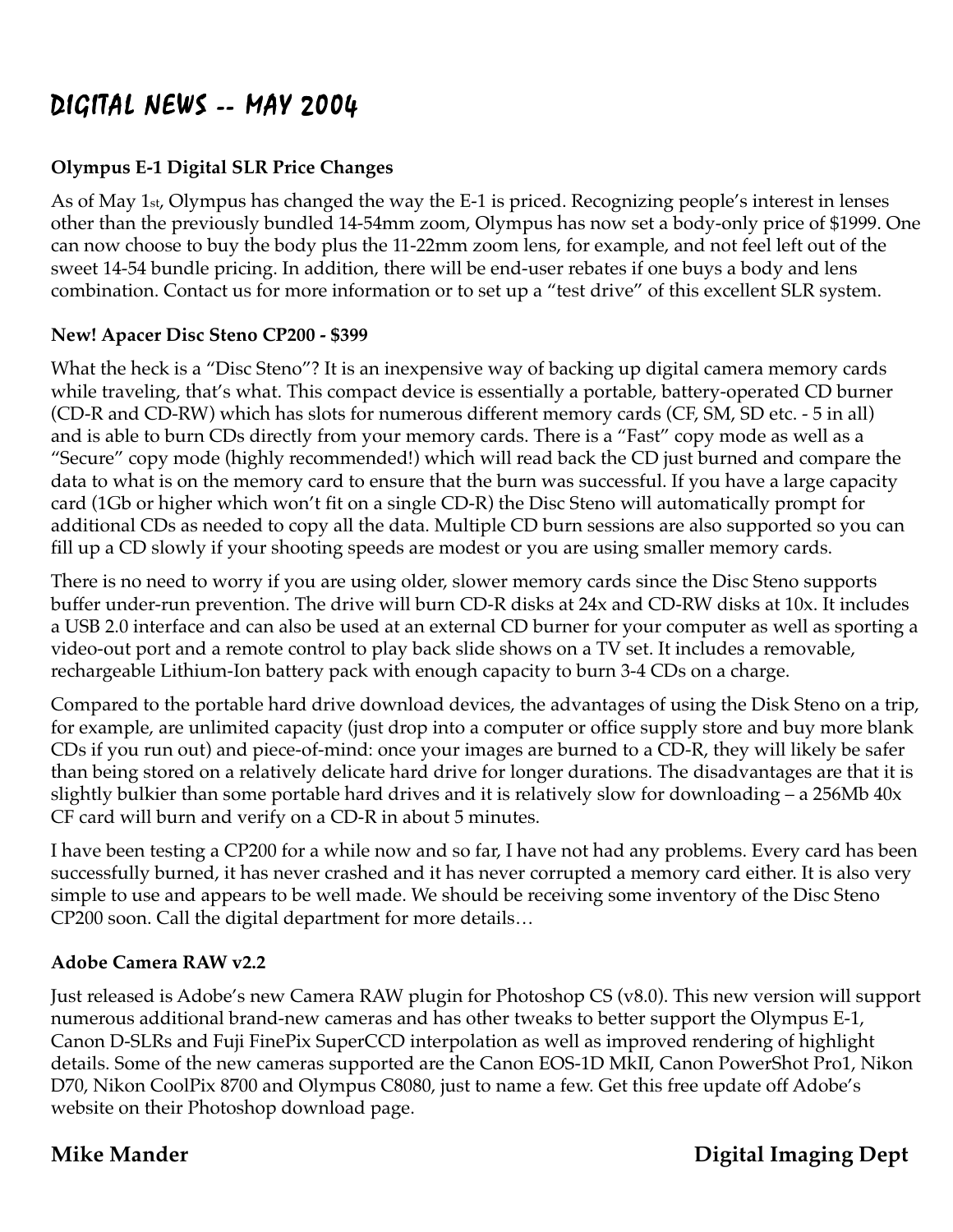# DIGITAL NEWS -- MAY 2004

**Olympus E-1 Digital SLR Price Changes**

As of May 1st, Olympus has changed the way the E-1 is priced. Recognizing people's interest in lenses other than the previously bundled 14-54mm zoom, Olympus has now set a body-only price of $1999. One can now choose to buy the body plus the 11-22mm zoom lens, for example, and not feel left out of the sweet 14-54 bundle pricing. In addition, there will be end-user rebates if one buys a body and lens combination. Contact us for more information or to set up a "test drive" of this excellent SLR system.

**New! Apacer Disc Steno CP200 - $399**

What the heck is a "Disc Steno"? It is an inexpensive way of backing up digital camera memory cards while traveling, that's what. This compact device is essentially a portable, battery-operated CD burner (CD-R and CD-RW) which has slots for numerous different memory cards (CF, SM, SD etc. - 5 in all) and is able to burn CDs directly from your memory cards. There is a "Fast" copy mode as well as a "Secure" copy mode (highly recommended!) which will read back the CD just burned and compare the data to what is on the memory card to ensure that the burn was successful. If you have a large capacity card (1Gb or higher which won't fit on a single CD-R) the Disc Steno will automatically prompt for additional CDs as needed to copy all the data. Multiple CD burn sessions are also supported so you can fill up a CD slowly if your shooting speeds are modest or you are using smaller memory cards.

There is no need to worry if you are using older, slower memory cards since the Disc Steno supports buffer under-run prevention. The drive will burn CD-R disks at 24x and CD-RW disks at 10x. It includes a USB 2.0 interface and can also be used at an external CD burner for your computer as well as sporting a video-out port and a remote control to play back slide shows on a TV set. It includes a removable, rechargeable Lithium-Ion battery pack with enough capacity to burn 3-4 CDs on a charge.

Compared to the portable hard drive download devices, the advantages of using the Disk Steno on a trip, for example, are unlimited capacity (just drop into a computer or office supply store and buy more blank CDs if you run out) and piece-of-mind: once your images are burned to a CD-R, they will likely be safer than being stored on a relatively delicate hard drive for longer durations. The disadvantages are that it is slightly bulkier than some portable hard drives and it is relatively slow for downloading – a 256Mb 40x CF card will burn and verify on a CD-R in about 5 minutes.

I have been testing a CP200 for a while now and so far, I have not had any problems. Every card has been successfully burned, it has never crashed and it has never corrupted a memory card either. It is also very simple to use and appears to be well made. We should be receiving some inventory of the Disc Steno CP200 soon. Call the digital department for more details…

**Adobe Camera RAW v2.2**

Just released is Adobe's new Camera RAW plugin for Photoshop CS (v8.0). This new version will support numerous additional brand-new cameras and has other tweaks to better support the Olympus E-1, Canon D-SLRs and Fuji FinePix SuperCCD interpolation as well as improved rendering of highlight details. Some of the new cameras supported are the Canon EOS-1D MkII, Canon PowerShot Pro1, Nikon D70, Nikon CoolPix 8700 and Olympus C8080, just to name a few. Get this free update off Adobe's website on their Photoshop download page.

**Mike Mander** **Digital Imaging Dept**